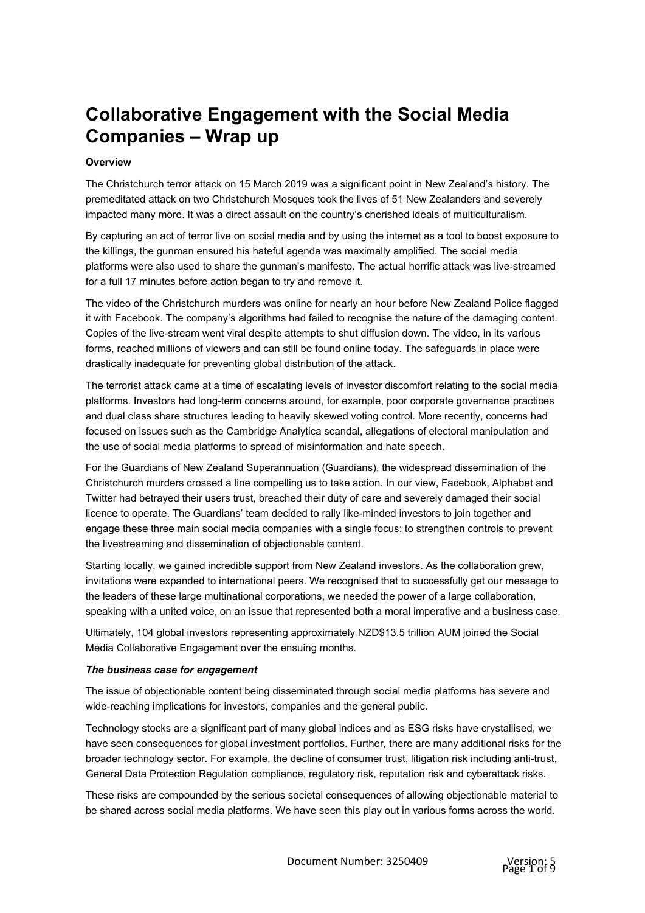# Collaborative Engagement with the Social Media Companies – Wrap up

**Overview**

The Christchurch terror attack on 15 March 2019 was a significant point in New Zealand's history. The premeditated attack on two Christchurch Mosques took the lives of 51 New Zealanders and severely impacted many more. It was a direct assault on the country's cherished ideals of multiculturalism.

By capturing an act of terror live on social media and by using the internet as a tool to boost exposure to the killings, the gunman ensured his hateful agenda was maximally amplified. The social media platforms were also used to share the gunman's manifesto. The actual horrific attack was live-streamed for a full 17 minutes before action began to try and remove it.

The video of the Christchurch murders was online for nearly an hour before New Zealand Police flagged it with Facebook. The company's algorithms had failed to recognise the nature of the damaging content. Copies of the live-stream went viral despite attempts to shut diffusion down. The video, in its various forms, reached millions of viewers and can still be found online today. The safeguards in place were drastically inadequate for preventing global distribution of the attack.

The terrorist attack came at a time of escalating levels of investor discomfort relating to the social media platforms. Investors had long-term concerns around, for example, poor corporate governance practices and dual class share structures leading to heavily skewed voting control. More recently, concerns had focused on issues such as the Cambridge Analytica scandal, allegations of electoral manipulation and the use of social media platforms to spread of misinformation and hate speech.

For the Guardians of New Zealand Superannuation (Guardians), the widespread dissemination of the Christchurch murders crossed a line compelling us to take action. In our view, Facebook, Alphabet and Twitter had betrayed their users trust, breached their duty of care and severely damaged their social licence to operate. The Guardians' team decided to rally like-minded investors to join together and engage these three main social media companies with a single focus: to strengthen controls to prevent the livestreaming and dissemination of objectionable content.

Starting locally, we gained incredible support from New Zealand investors. As the collaboration grew, invitations were expanded to international peers. We recognised that to successfully get our message to the leaders of these large multinational corporations, we needed the power of a large collaboration, speaking with a united voice, on an issue that represented both a moral imperative and a business case.

Ultimately, 104 global investors representing approximately NZD$13.5 trillion AUM joined the Social Media Collaborative Engagement over the ensuing months.

***The business case for engagement***

The issue of objectionable content being disseminated through social media platforms has severe and wide-reaching implications for investors, companies and the general public.

Technology stocks are a significant part of many global indices and as ESG risks have crystallised, we have seen consequences for global investment portfolios. Further, there are many additional risks for the broader technology sector. For example, the decline of consumer trust, litigation risk including anti-trust, General Data Protection Regulation compliance, regulatory risk, reputation risk and cyberattack risks.

These risks are compounded by the serious societal consequences of allowing objectionable material to be shared across social media platforms. We have seen this play out in various forms across the world.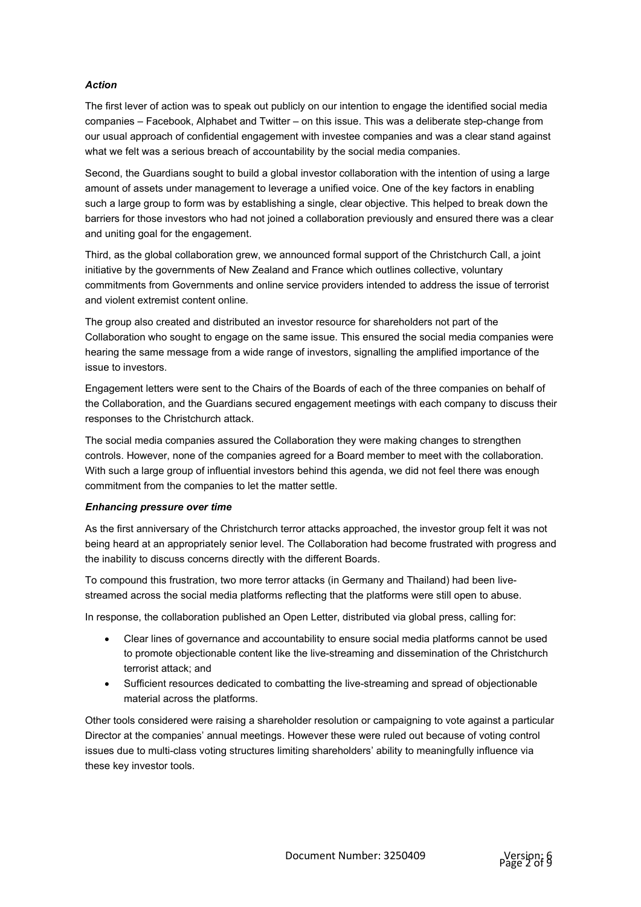***Action***

The first lever of action was to speak out publicly on our intention to engage the identified social media companies – Facebook, Alphabet and Twitter – on this issue. This was a deliberate step-change from our usual approach of confidential engagement with investee companies and was a clear stand against what we felt was a serious breach of accountability by the social media companies.

Second, the Guardians sought to build a global investor collaboration with the intention of using a large amount of assets under management to leverage a unified voice. One of the key factors in enabling such a large group to form was by establishing a single, clear objective. This helped to break down the barriers for those investors who had not joined a collaboration previously and ensured there was a clear and uniting goal for the engagement.

Third, as the global collaboration grew, we announced formal support of the Christchurch Call, a joint initiative by the governments of New Zealand and France which outlines collective, voluntary commitments from Governments and online service providers intended to address the issue of terrorist and violent extremist content online.

The group also created and distributed an investor resource for shareholders not part of the Collaboration who sought to engage on the same issue. This ensured the social media companies were hearing the same message from a wide range of investors, signalling the amplified importance of the issue to investors.

Engagement letters were sent to the Chairs of the Boards of each of the three companies on behalf of the Collaboration, and the Guardians secured engagement meetings with each company to discuss their responses to the Christchurch attack.

The social media companies assured the Collaboration they were making changes to strengthen controls. However, none of the companies agreed for a Board member to meet with the collaboration. With such a large group of influential investors behind this agenda, we did not feel there was enough commitment from the companies to let the matter settle.

***Enhancing pressure over time***

As the first anniversary of the Christchurch terror attacks approached, the investor group felt it was not being heard at an appropriately senior level. The Collaboration had become frustrated with progress and the inability to discuss concerns directly with the different Boards.

To compound this frustration, two more terror attacks (in Germany and Thailand) had been live-streamed across the social media platforms reflecting that the platforms were still open to abuse.

In response, the collaboration published an Open Letter, distributed via global press, calling for:

- Clear lines of governance and accountability to ensure social media platforms cannot be used to promote objectionable content like the live-streaming and dissemination of the Christchurch terrorist attack; and
- Sufficient resources dedicated to combatting the live-streaming and spread of objectionable material across the platforms.

Other tools considered were raising a shareholder resolution or campaigning to vote against a particular Director at the companies' annual meetings. However these were ruled out because of voting control issues due to multi-class voting structures limiting shareholders' ability to meaningfully influence via these key investor tools.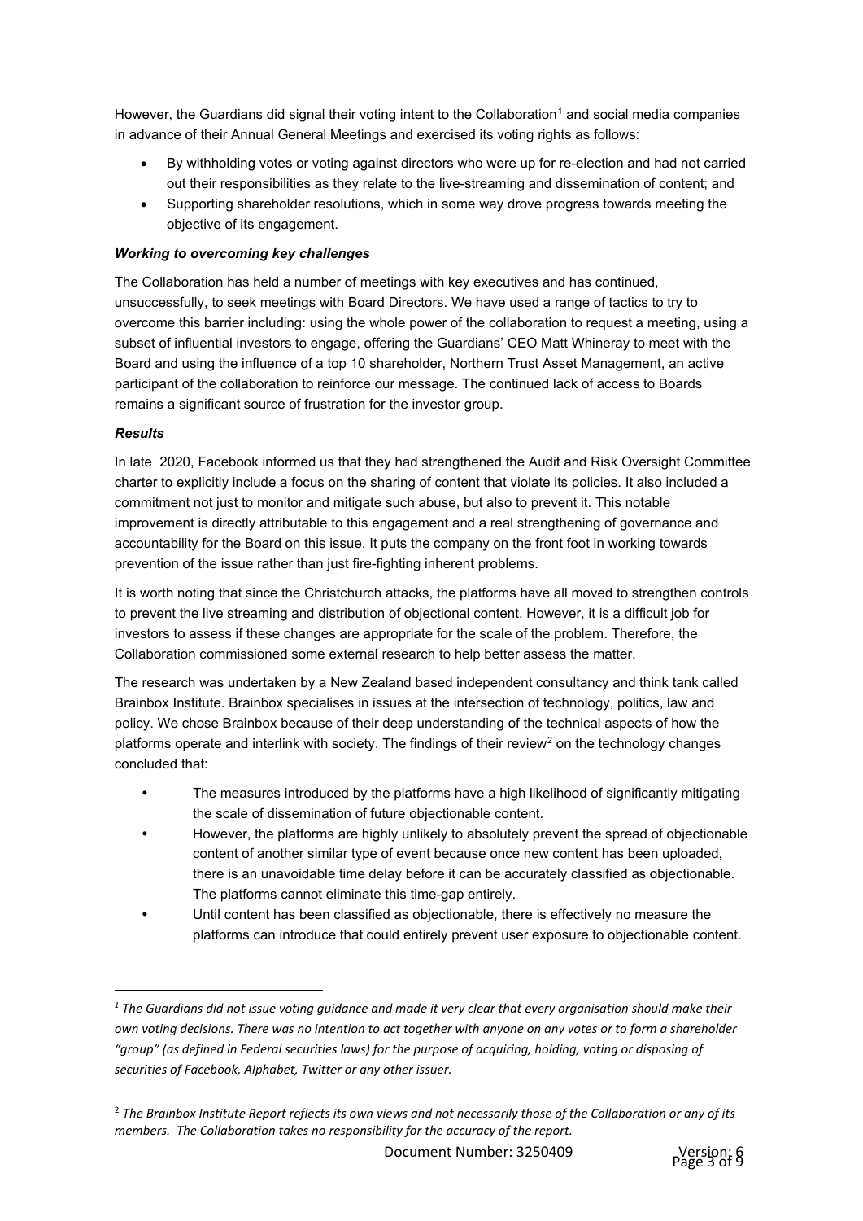However, the Guardians did signal their voting intent to the Collaboration[1] and social media companies in advance of their Annual General Meetings and exercised its voting rights as follows:

- By withholding votes or voting against directors who were up for re-election and had not carried out their responsibilities as they relate to the live-streaming and dissemination of content; and
- Supporting shareholder resolutions, which in some way drove progress towards meeting the objective of its engagement.

***Working to overcoming key challenges***

The Collaboration has held a number of meetings with key executives and has continued, unsuccessfully, to seek meetings with Board Directors. We have used a range of tactics to try to overcome this barrier including: using the whole power of the collaboration to request a meeting, using a subset of influential investors to engage, offering the Guardians' CEO Matt Whineray to meet with the Board and using the influence of a top 10 shareholder, Northern Trust Asset Management, an active participant of the collaboration to reinforce our message. The continued lack of access to Boards remains a significant source of frustration for the investor group.

***Results***

In late 2020, Facebook informed us that they had strengthened the Audit and Risk Oversight Committee charter to explicitly include a focus on the sharing of content that violate its policies. It also included a commitment not just to monitor and mitigate such abuse, but also to prevent it. This notable improvement is directly attributable to this engagement and a real strengthening of governance and accountability for the Board on this issue. It puts the company on the front foot in working towards prevention of the issue rather than just fire-fighting inherent problems.

It is worth noting that since the Christchurch attacks, the platforms have all moved to strengthen controls to prevent the live streaming and distribution of objectional content. However, it is a difficult job for investors to assess if these changes are appropriate for the scale of the problem. Therefore, the Collaboration commissioned some external research to help better assess the matter.

The research was undertaken by a New Zealand based independent consultancy and think tank called Brainbox Institute. Brainbox specialises in issues at the intersection of technology, politics, law and policy. We chose Brainbox because of their deep understanding of the technical aspects of how the platforms operate and interlink with society. The findings of their review[2] on the technology changes concluded that:

- The measures introduced by the platforms have a high likelihood of significantly mitigating the scale of dissemination of future objectionable content.
- However, the platforms are highly unlikely to absolutely prevent the spread of objectionable content of another similar type of event because once new content has been uploaded, there is an unavoidable time delay before it can be accurately classified as objectionable. The platforms cannot eliminate this time-gap entirely.
- Until content has been classified as objectionable, there is effectively no measure the platforms can introduce that could entirely prevent user exposure to objectionable content.

---

[1] *The Guardians did not issue voting guidance and made it very clear that every organisation should make their own voting decisions. There was no intention to act together with anyone on any votes or to form a shareholder "group" (as defined in Federal securities laws) for the purpose of acquiring, holding, voting or disposing of securities of Facebook, Alphabet, Twitter or any other issuer.*

[2] *The Brainbox Institute Report reflects its own views and not necessarily those of the Collaboration or any of its members. The Collaboration takes no responsibility for the accuracy of the report.*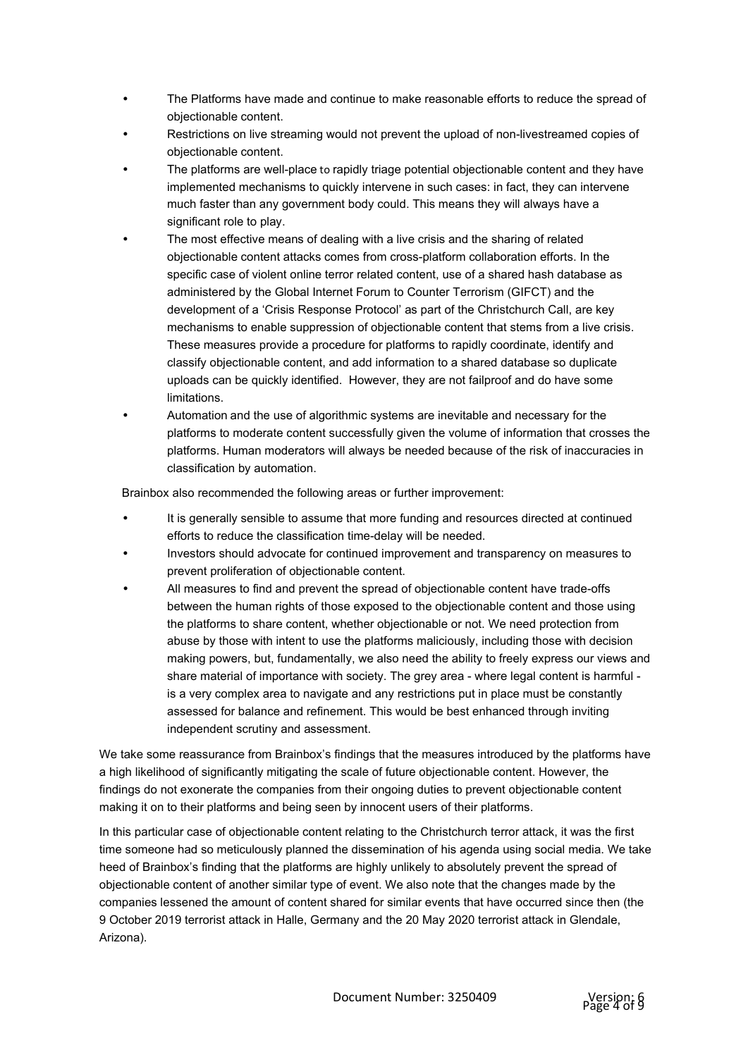- The Platforms have made and continue to make reasonable efforts to reduce the spread of objectionable content.
- Restrictions on live streaming would not prevent the upload of non-livestreamed copies of objectionable content.
- The platforms are well-place to rapidly triage potential objectionable content and they have implemented mechanisms to quickly intervene in such cases: in fact, they can intervene much faster than any government body could. This means they will always have a significant role to play.
- The most effective means of dealing with a live crisis and the sharing of related objectionable content attacks comes from cross-platform collaboration efforts. In the specific case of violent online terror related content, use of a shared hash database as administered by the Global Internet Forum to Counter Terrorism (GIFCT) and the development of a 'Crisis Response Protocol' as part of the Christchurch Call, are key mechanisms to enable suppression of objectionable content that stems from a live crisis. These measures provide a procedure for platforms to rapidly coordinate, identify and classify objectionable content, and add information to a shared database so duplicate uploads can be quickly identified. However, they are not failproof and do have some limitations.
- Automation and the use of algorithmic systems are inevitable and necessary for the platforms to moderate content successfully given the volume of information that crosses the platforms. Human moderators will always be needed because of the risk of inaccuracies in classification by automation.

Brainbox also recommended the following areas or further improvement:

- It is generally sensible to assume that more funding and resources directed at continued efforts to reduce the classification time-delay will be needed.
- Investors should advocate for continued improvement and transparency on measures to prevent proliferation of objectionable content.
- All measures to find and prevent the spread of objectionable content have trade-offs between the human rights of those exposed to the objectionable content and those using the platforms to share content, whether objectionable or not. We need protection from abuse by those with intent to use the platforms maliciously, including those with decision making powers, but, fundamentally, we also need the ability to freely express our views and share material of importance with society. The grey area - where legal content is harmful - is a very complex area to navigate and any restrictions put in place must be constantly assessed for balance and refinement. This would be best enhanced through inviting independent scrutiny and assessment.

We take some reassurance from Brainbox's findings that the measures introduced by the platforms have a high likelihood of significantly mitigating the scale of future objectionable content. However, the findings do not exonerate the companies from their ongoing duties to prevent objectionable content making it on to their platforms and being seen by innocent users of their platforms.

In this particular case of objectionable content relating to the Christchurch terror attack, it was the first time someone had so meticulously planned the dissemination of his agenda using social media. We take heed of Brainbox's finding that the platforms are highly unlikely to absolutely prevent the spread of objectionable content of another similar type of event. We also note that the changes made by the companies lessened the amount of content shared for similar events that have occurred since then (the 9 October 2019 terrorist attack in Halle, Germany and the 20 May 2020 terrorist attack in Glendale, Arizona).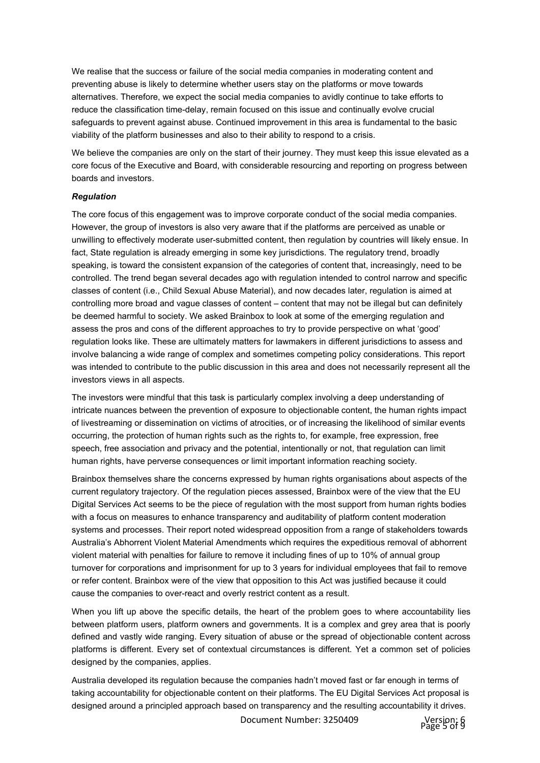We realise that the success or failure of the social media companies in moderating content and preventing abuse is likely to determine whether users stay on the platforms or move towards alternatives. Therefore, we expect the social media companies to avidly continue to take efforts to reduce the classification time-delay, remain focused on this issue and continually evolve crucial safeguards to prevent against abuse. Continued improvement in this area is fundamental to the basic viability of the platform businesses and also to their ability to respond to a crisis.

We believe the companies are only on the start of their journey. They must keep this issue elevated as a core focus of the Executive and Board, with considerable resourcing and reporting on progress between boards and investors.

***Regulation***

The core focus of this engagement was to improve corporate conduct of the social media companies. However, the group of investors is also very aware that if the platforms are perceived as unable or unwilling to effectively moderate user-submitted content, then regulation by countries will likely ensue. In fact, State regulation is already emerging in some key jurisdictions. The regulatory trend, broadly speaking, is toward the consistent expansion of the categories of content that, increasingly, need to be controlled. The trend began several decades ago with regulation intended to control narrow and specific classes of content (i.e., Child Sexual Abuse Material), and now decades later, regulation is aimed at controlling more broad and vague classes of content – content that may not be illegal but can definitely be deemed harmful to society. We asked Brainbox to look at some of the emerging regulation and assess the pros and cons of the different approaches to try to provide perspective on what 'good' regulation looks like. These are ultimately matters for lawmakers in different jurisdictions to assess and involve balancing a wide range of complex and sometimes competing policy considerations. This report was intended to contribute to the public discussion in this area and does not necessarily represent all the investors views in all aspects.

The investors were mindful that this task is particularly complex involving a deep understanding of intricate nuances between the prevention of exposure to objectionable content, the human rights impact of livestreaming or dissemination on victims of atrocities, or of increasing the likelihood of similar events occurring, the protection of human rights such as the rights to, for example, free expression, free speech, free association and privacy and the potential, intentionally or not, that regulation can limit human rights, have perverse consequences or limit important information reaching society.

Brainbox themselves share the concerns expressed by human rights organisations about aspects of the current regulatory trajectory. Of the regulation pieces assessed, Brainbox were of the view that the EU Digital Services Act seems to be the piece of regulation with the most support from human rights bodies with a focus on measures to enhance transparency and auditability of platform content moderation systems and processes. Their report noted widespread opposition from a range of stakeholders towards Australia's Abhorrent Violent Material Amendments which requires the expeditious removal of abhorrent violent material with penalties for failure to remove it including fines of up to 10% of annual group turnover for corporations and imprisonment for up to 3 years for individual employees that fail to remove or refer content. Brainbox were of the view that opposition to this Act was justified because it could cause the companies to over-react and overly restrict content as a result.

When you lift up above the specific details, the heart of the problem goes to where accountability lies between platform users, platform owners and governments. It is a complex and grey area that is poorly defined and vastly wide ranging. Every situation of abuse or the spread of objectionable content across platforms is different. Every set of contextual circumstances is different. Yet a common set of policies designed by the companies, applies.

Australia developed its regulation because the companies hadn't moved fast or far enough in terms of taking accountability for objectionable content on their platforms. The EU Digital Services Act proposal is designed around a principled approach based on transparency and the resulting accountability it drives.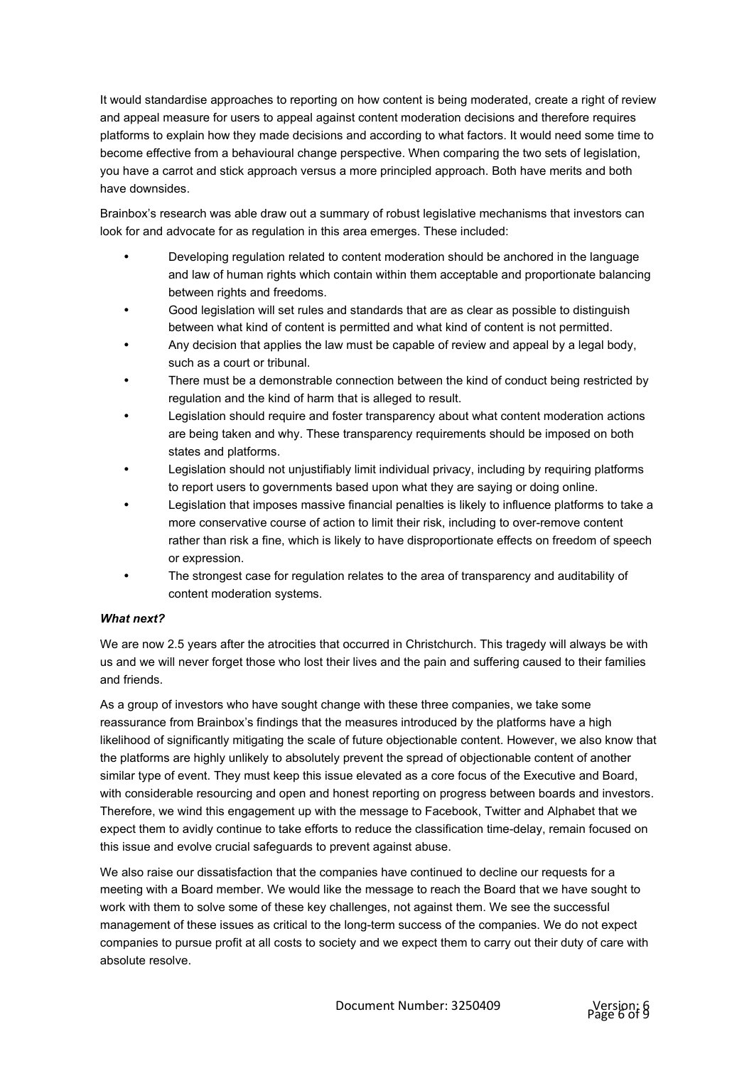It would standardise approaches to reporting on how content is being moderated, create a right of review and appeal measure for users to appeal against content moderation decisions and therefore requires platforms to explain how they made decisions and according to what factors. It would need some time to become effective from a behavioural change perspective. When comparing the two sets of legislation, you have a carrot and stick approach versus a more principled approach. Both have merits and both have downsides.

Brainbox's research was able draw out a summary of robust legislative mechanisms that investors can look for and advocate for as regulation in this area emerges. These included:

- Developing regulation related to content moderation should be anchored in the language and law of human rights which contain within them acceptable and proportionate balancing between rights and freedoms.
- Good legislation will set rules and standards that are as clear as possible to distinguish between what kind of content is permitted and what kind of content is not permitted.
- Any decision that applies the law must be capable of review and appeal by a legal body, such as a court or tribunal.
- There must be a demonstrable connection between the kind of conduct being restricted by regulation and the kind of harm that is alleged to result.
- Legislation should require and foster transparency about what content moderation actions are being taken and why. These transparency requirements should be imposed on both states and platforms.
- Legislation should not unjustifiably limit individual privacy, including by requiring platforms to report users to governments based upon what they are saying or doing online.
- Legislation that imposes massive financial penalties is likely to influence platforms to take a more conservative course of action to limit their risk, including to over-remove content rather than risk a fine, which is likely to have disproportionate effects on freedom of speech or expression.
- The strongest case for regulation relates to the area of transparency and auditability of content moderation systems.

***What next?***

We are now 2.5 years after the atrocities that occurred in Christchurch. This tragedy will always be with us and we will never forget those who lost their lives and the pain and suffering caused to their families and friends.

As a group of investors who have sought change with these three companies, we take some reassurance from Brainbox's findings that the measures introduced by the platforms have a high likelihood of significantly mitigating the scale of future objectionable content. However, we also know that the platforms are highly unlikely to absolutely prevent the spread of objectionable content of another similar type of event. They must keep this issue elevated as a core focus of the Executive and Board, with considerable resourcing and open and honest reporting on progress between boards and investors. Therefore, we wind this engagement up with the message to Facebook, Twitter and Alphabet that we expect them to avidly continue to take efforts to reduce the classification time-delay, remain focused on this issue and evolve crucial safeguards to prevent against abuse.

We also raise our dissatisfaction that the companies have continued to decline our requests for a meeting with a Board member. We would like the message to reach the Board that we have sought to work with them to solve some of these key challenges, not against them. We see the successful management of these issues as critical to the long-term success of the companies. We do not expect companies to pursue profit at all costs to society and we expect them to carry out their duty of care with absolute resolve.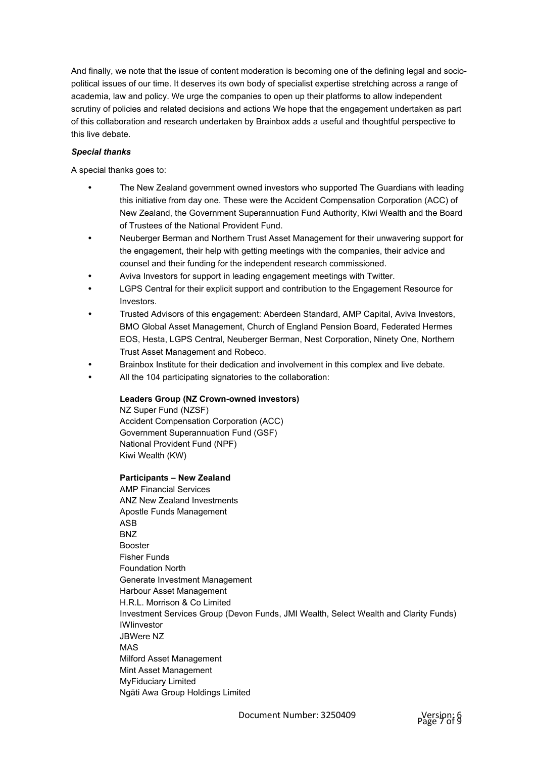And finally, we note that the issue of content moderation is becoming one of the defining legal and socio-political issues of our time. It deserves its own body of specialist expertise stretching across a range of academia, law and policy. We urge the companies to open up their platforms to allow independent scrutiny of policies and related decisions and actions We hope that the engagement undertaken as part of this collaboration and research undertaken by Brainbox adds a useful and thoughtful perspective to this live debate.

***Special thanks***

A special thanks goes to:

- The New Zealand government owned investors who supported The Guardians with leading this initiative from day one. These were the Accident Compensation Corporation (ACC) of New Zealand, the Government Superannuation Fund Authority, Kiwi Wealth and the Board of Trustees of the National Provident Fund.
- Neuberger Berman and Northern Trust Asset Management for their unwavering support for the engagement, their help with getting meetings with the companies, their advice and counsel and their funding for the independent research commissioned.
- Aviva Investors for support in leading engagement meetings with Twitter.
- LGPS Central for their explicit support and contribution to the Engagement Resource for Investors.
- Trusted Advisors of this engagement: Aberdeen Standard, AMP Capital, Aviva Investors, BMO Global Asset Management, Church of England Pension Board, Federated Hermes EOS, Hesta, LGPS Central, Neuberger Berman, Nest Corporation, Ninety One, Northern Trust Asset Management and Robeco.
- Brainbox Institute for their dedication and involvement in this complex and live debate.
- All the 104 participating signatories to the collaboration:

**Leaders Group (NZ Crown-owned investors)**
NZ Super Fund (NZSF)
Accident Compensation Corporation (ACC)
Government Superannuation Fund (GSF)
National Provident Fund (NPF)
Kiwi Wealth (KW)

**Participants – New Zealand**
AMP Financial Services
ANZ New Zealand Investments
Apostle Funds Management
ASB
BNZ
Booster
Fisher Funds
Foundation North
Generate Investment Management
Harbour Asset Management
H.R.L. Morrison & Co Limited
Investment Services Group (Devon Funds, JMI Wealth, Select Wealth and Clarity Funds)
IWIinvestor
JBWere NZ
MAS
Milford Asset Management
Mint Asset Management
MyFiduciary Limited
Ngāti Awa Group Holdings Limited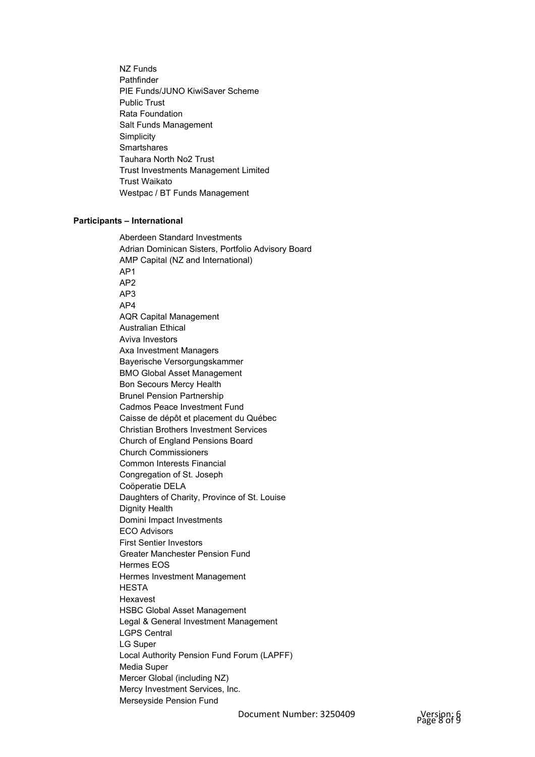NZ Funds
Pathfinder
PIE Funds/JUNO KiwiSaver Scheme
Public Trust
Rata Foundation
Salt Funds Management
Simplicity
Smartshares
Tauhara North No2 Trust
Trust Investments Management Limited
Trust Waikato
Westpac / BT Funds Management

**Participants – International**

Aberdeen Standard Investments
Adrian Dominican Sisters, Portfolio Advisory Board
AMP Capital (NZ and International)
AP1
AP2
AP3
AP4
AQR Capital Management
Australian Ethical
Aviva Investors
Axa Investment Managers
Bayerische Versorgungskammer
BMO Global Asset Management
Bon Secours Mercy Health
Brunel Pension Partnership
Cadmos Peace Investment Fund
Caisse de dépôt et placement du Québec
Christian Brothers Investment Services
Church of England Pensions Board
Church Commissioners
Common Interests Financial
Congregation of St. Joseph
Coöperatie DELA
Daughters of Charity, Province of St. Louise
Dignity Health
Domini Impact Investments
ECO Advisors
First Sentier Investors
Greater Manchester Pension Fund
Hermes EOS
Hermes Investment Management
HESTA
Hexavest
HSBC Global Asset Management
Legal & General Investment Management
LGPS Central
LG Super
Local Authority Pension Fund Forum (LAPFF)
Media Super
Mercer Global (including NZ)
Mercy Investment Services, Inc.
Merseyside Pension Fund

Document Number: 3250409 Version: 6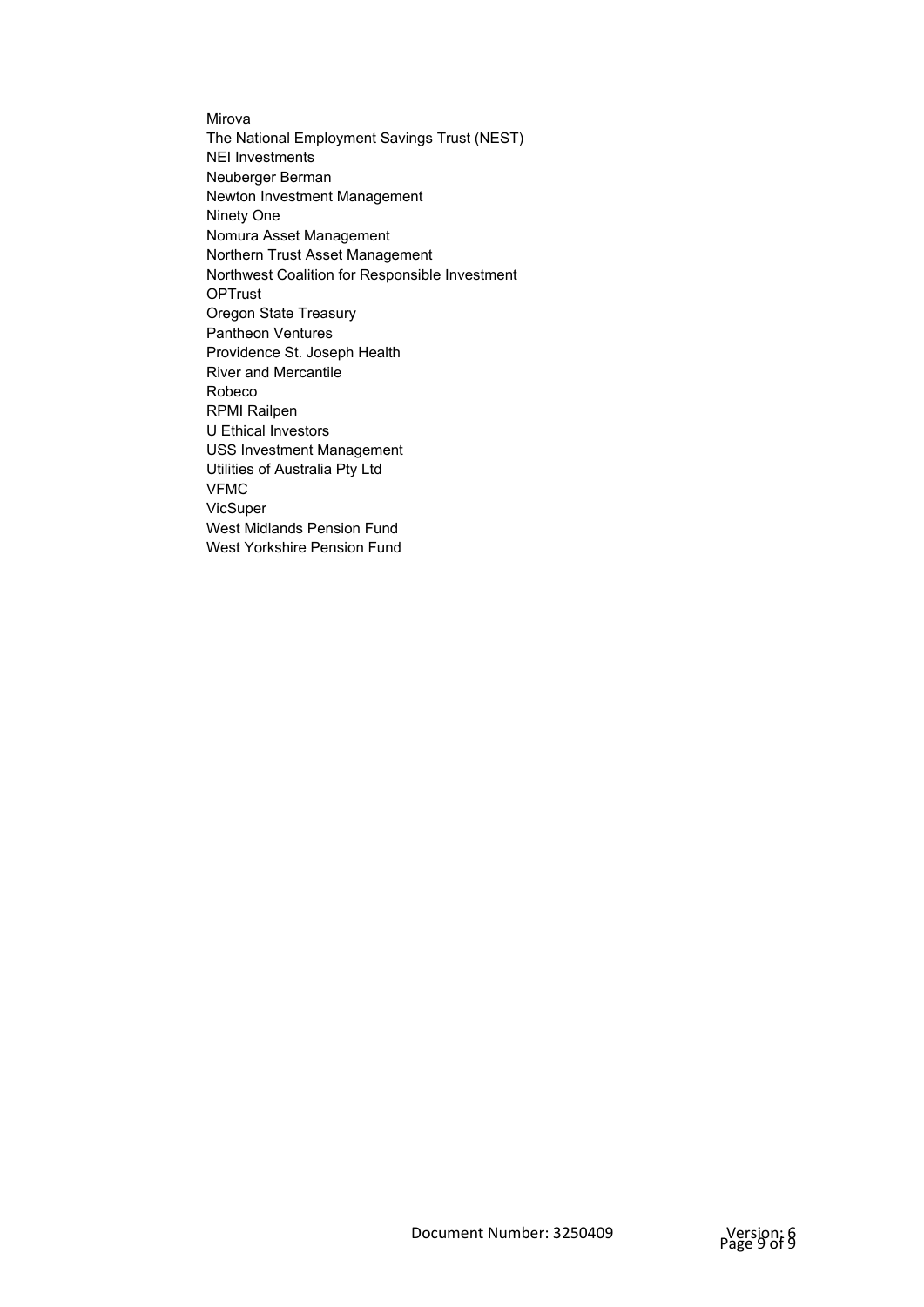Mirova
The National Employment Savings Trust (NEST)
NEI Investments
Neuberger Berman
Newton Investment Management
Ninety One
Nomura Asset Management
Northern Trust Asset Management
Northwest Coalition for Responsible Investment
OPTrust
Oregon State Treasury
Pantheon Ventures
Providence St. Joseph Health
River and Mercantile
Robeco
RPMI Railpen
U Ethical Investors
USS Investment Management
Utilities of Australia Pty Ltd
VFMC
VicSuper
West Midlands Pension Fund
West Yorkshire Pension Fund